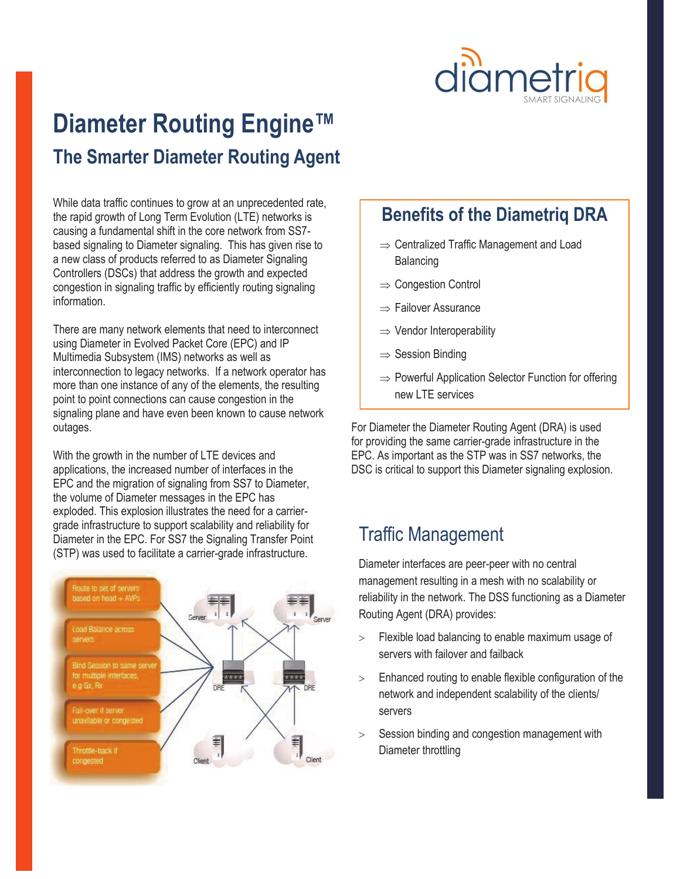diametriq
SMART SIGNALING

# Diameter Routing Engine™

## The Smarter Diameter Routing Agent

While data traffic continues to grow at an unprecedented rate, the rapid growth of Long Term Evolution (LTE) networks is causing a fundamental shift in the core network from SS7-based signaling to Diameter signaling. This has given rise to a new class of products referred to as Diameter Signaling Controllers (DSCs) that address the growth and expected congestion in signaling traffic by efficiently routing signaling information.

There are many network elements that need to interconnect using Diameter in Evolved Packet Core (EPC) and IP Multimedia Subsystem (IMS) networks as well as interconnection to legacy networks. If a network operator has more than one instance of any of the elements, the resulting point to point connections can cause congestion in the signaling plane and have even been known to cause network outages.

With the growth in the number of LTE devices and applications, the increased number of interfaces in the EPC and the migration of signaling from SS7 to Diameter, the volume of Diameter messages in the EPC has exploded. This explosion illustrates the need for a carrier-grade infrastructure to support scalability and reliability for Diameter in the EPC. For SS7 the Signaling Transfer Point (STP) was used to facilitate a carrier-grade infrastructure.

Route to set of servers based on head + AVPs

Load Balance across servers

Bind Session to same server for multiple interfaces, e.g Gx, Rx

Fail-over if server unavilable or congested

Throttle-back if congested

Server

Server

DRE

DRE

Client

Client

### Benefits of the Diametriq DRA

⇒ Centralized Traffic Management and Load Balancing

⇒ Congestion Control

⇒ Failover Assurance

⇒ Vendor Interoperability

⇒ Session Binding

⇒ Powerful Application Selector Function for offering new LTE services

For Diameter the Diameter Routing Agent (DRA) is used for providing the same carrier-grade infrastructure in the EPC. As important as the STP was in SS7 networks, the DSC is critical to support this Diameter signaling explosion.

## Traffic Management

Diameter interfaces are peer-peer with no central management resulting in a mesh with no scalability or reliability in the network. The DSS functioning as a Diameter Routing Agent (DRA) provides:

> Flexible load balancing to enable maximum usage of servers with failover and failback

> Enhanced routing to enable flexible configuration of the network and independent scalability of the clients/ servers

> Session binding and congestion management with Diameter throttling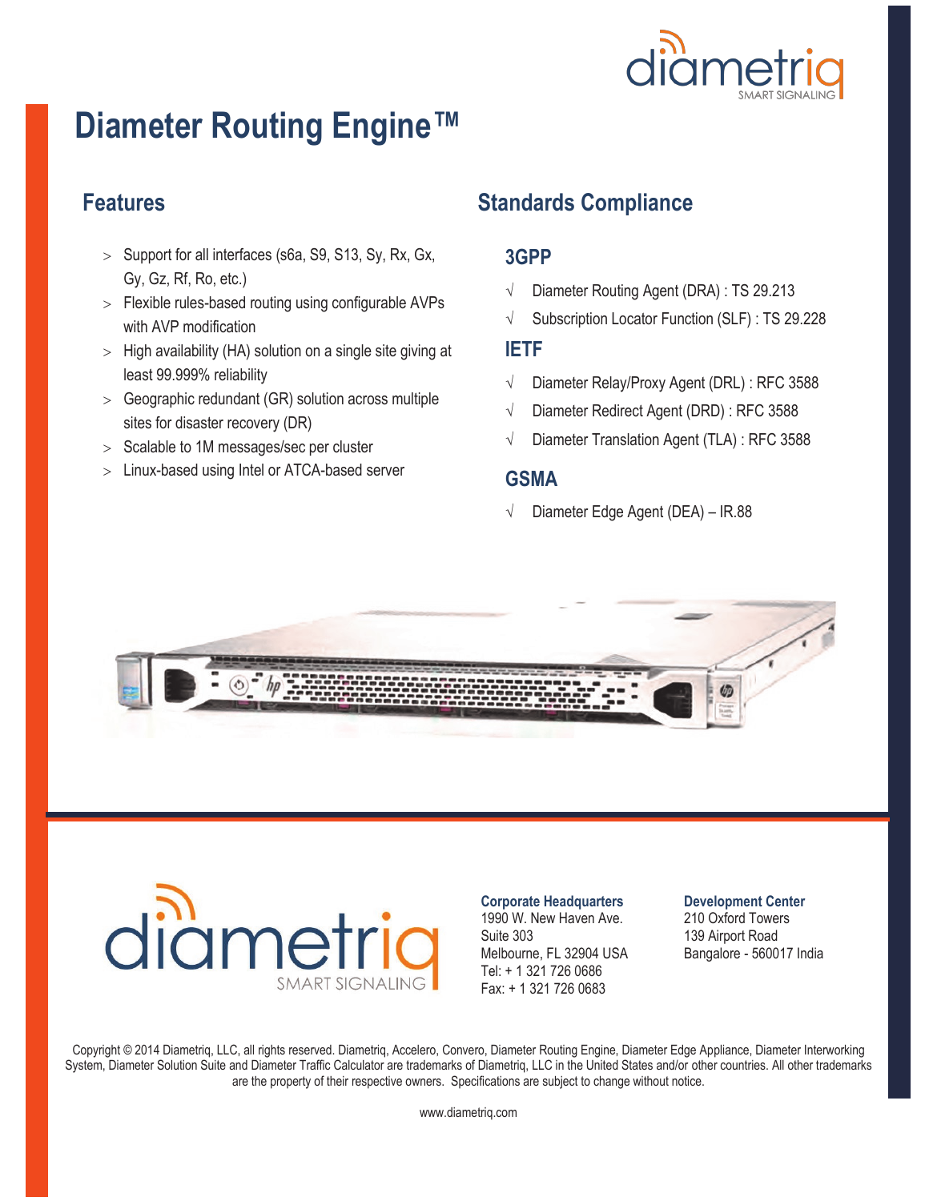# Diameter Routing Engine™

## Features

- Support for all interfaces (s6a, S9, S13, Sy, Rx, Gx, Gy, Gz, Rf, Ro, etc.)
- Flexible rules-based routing using configurable AVPs with AVP modification
- High availability (HA) solution on a single site giving at least 99.999% reliability
- Geographic redundant (GR) solution across multiple sites for disaster recovery (DR)
- Scalable to 1M messages/sec per cluster
- Linux-based using Intel or ATCA-based server

## Standards Compliance

### 3GPP

- √ Diameter Routing Agent (DRA) : TS 29.213
- √ Subscription Locator Function (SLF) : TS 29.228

### IETF

- √ Diameter Relay/Proxy Agent (DRL) : RFC 3588
- √ Diameter Redirect Agent (DRD) : RFC 3588
- √ Diameter Translation Agent (TLA) : RFC 3588

### GSMA

- √ Diameter Edge Agent (DEA) – IR.88

**Corporate Headquarters**
1990 W. New Haven Ave.
Suite 303
Melbourne, FL 32904 USA
Tel: + 1 321 726 0686
Fax: + 1 321 726 0683

**Development Center**
210 Oxford Towers
139 Airport Road
Bangalore - 560017 India

Copyright © 2014 Diametriq, LLC, all rights reserved. Diametriq, Accelero, Convero, Diameter Routing Engine, Diameter Edge Appliance, Diameter Interworking System, Diameter Solution Suite and Diameter Traffic Calculator are trademarks of Diametriq, LLC in the United States and/or other countries. All other trademarks are the property of their respective owners. Specifications are subject to change without notice.

www.diametriq.com